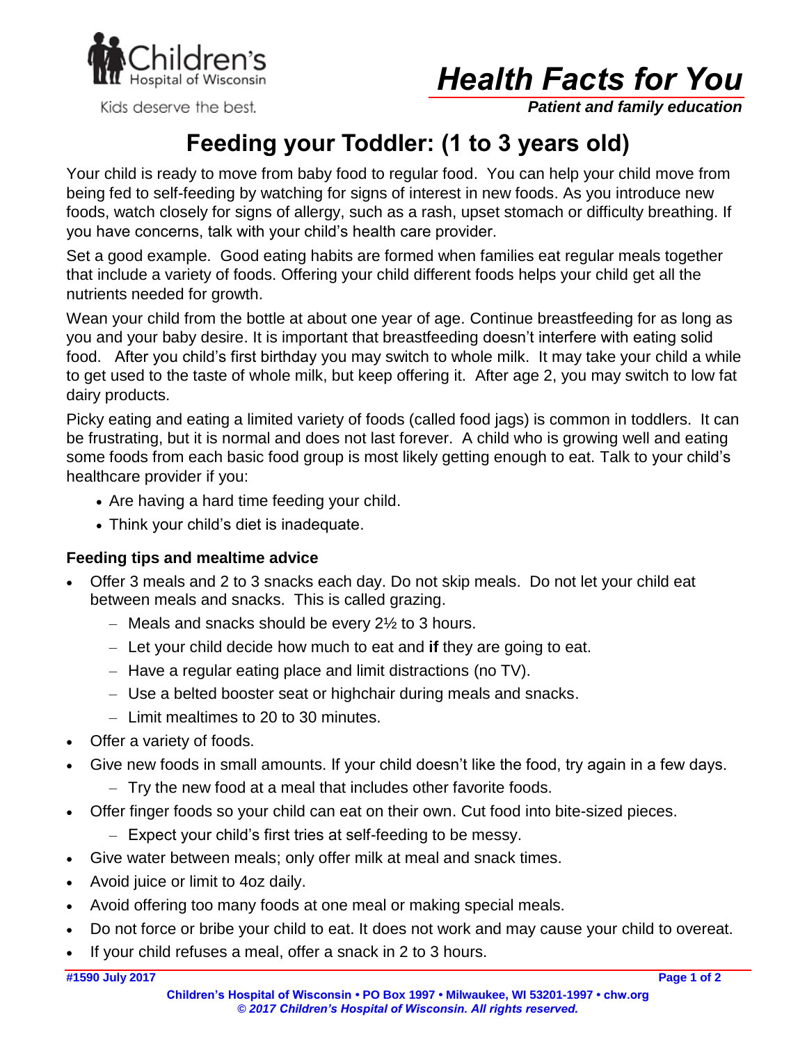Children's Hospital of Wisconsin

Kids deserve the best.

# *Health Facts for You*

***Patient and family education***

## Feeding your Toddler: (1 to 3 years old)

Your child is ready to move from baby food to regular food. You can help your child move from being fed to self-feeding by watching for signs of interest in new foods. As you introduce new foods, watch closely for signs of allergy, such as a rash, upset stomach or difficulty breathing. If you have concerns, talk with your child's health care provider.

Set a good example. Good eating habits are formed when families eat regular meals together that include a variety of foods. Offering your child different foods helps your child get all the nutrients needed for growth.

Wean your child from the bottle at about one year of age. Continue breastfeeding for as long as you and your baby desire. It is important that breastfeeding doesn't interfere with eating solid food. After you child's first birthday you may switch to whole milk. It may take your child a while to get used to the taste of whole milk, but keep offering it. After age 2, you may switch to low fat dairy products.

Picky eating and eating a limited variety of foods (called food jags) is common in toddlers. It can be frustrating, but it is normal and does not last forever. A child who is growing well and eating some foods from each basic food group is most likely getting enough to eat. Talk to your child's healthcare provider if you:

- Are having a hard time feeding your child.
- Think your child's diet is inadequate.

### Feeding tips and mealtime advice

- Offer 3 meals and 2 to 3 snacks each day. Do not skip meals. Do not let your child eat between meals and snacks. This is called grazing.
  - Meals and snacks should be every 2½ to 3 hours.
  - Let your child decide how much to eat and **if** they are going to eat.
  - Have a regular eating place and limit distractions (no TV).
  - Use a belted booster seat or highchair during meals and snacks.
  - Limit mealtimes to 20 to 30 minutes.
- Offer a variety of foods.
- Give new foods in small amounts. If your child doesn't like the food, try again in a few days.
  - Try the new food at a meal that includes other favorite foods.
- Offer finger foods so your child can eat on their own. Cut food into bite-sized pieces.
  - Expect your child's first tries at self-feeding to be messy.
- Give water between meals; only offer milk at meal and snack times.
- Avoid juice or limit to 4oz daily.
- Avoid offering too many foods at one meal or making special meals.
- Do not force or bribe your child to eat. It does not work and may cause your child to overeat.
- If your child refuses a meal, offer a snack in 2 to 3 hours.

#1590 July 2017

Children's Hospital of Wisconsin • PO Box 1997 • Milwaukee, WI 53201-1997 • chw.org

*© 2017 Children's Hospital of Wisconsin. All rights reserved.*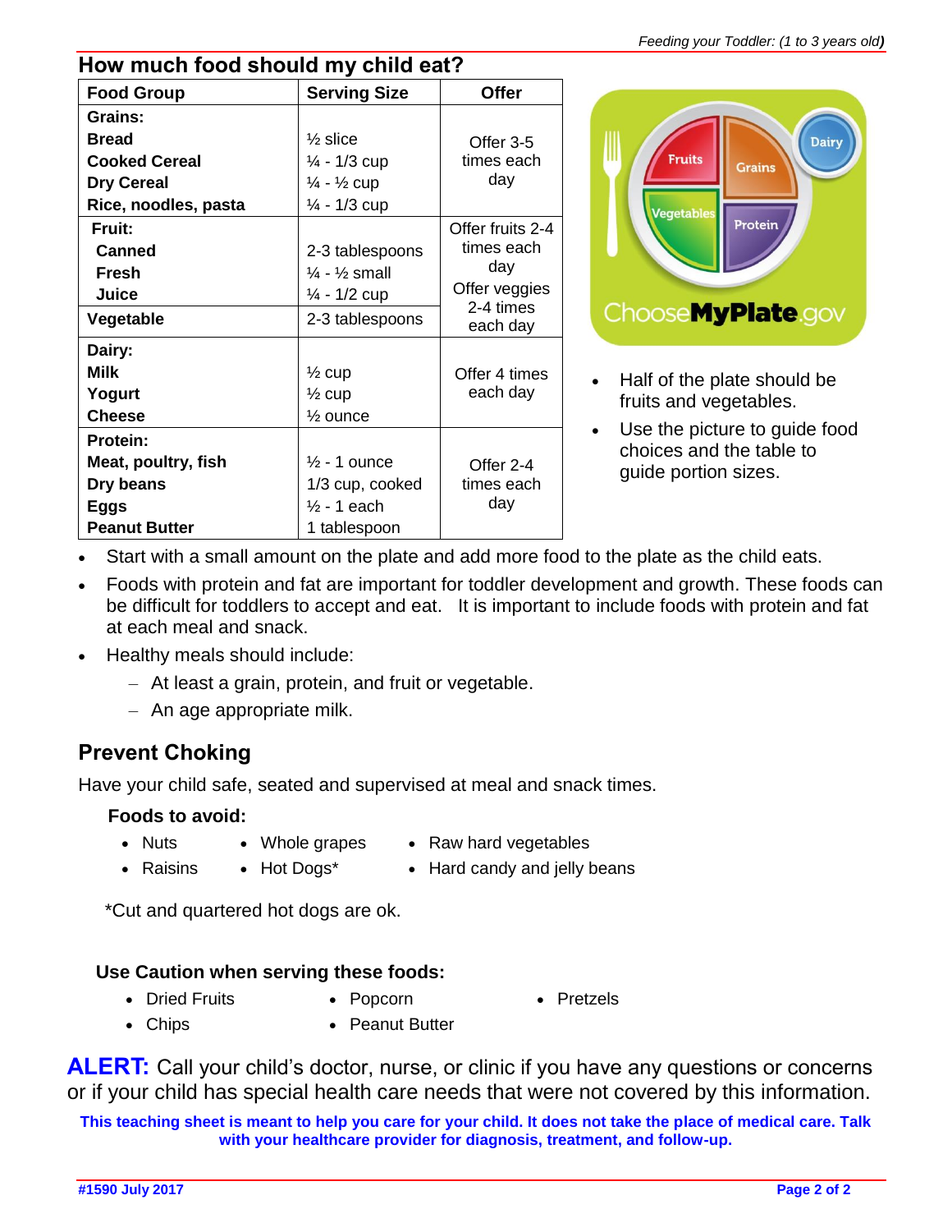## How much food should my child eat?

| Food Group | Serving Size | Offer |
|---|---|---|
| **Grains:** | | Offer 3-5 times each day |
| **Bread** | ½ slice | |
| **Cooked Cereal** | ¼ - 1/3 cup | |
| **Dry Cereal** | ¼ - ½ cup | |
| **Rice, noodles, pasta** | ¼ - 1/3 cup | |
| **Fruit:** | | Offer fruits 2-4 times each day |
| **Canned** | 2-3 tablespoons | |
| **Fresh** | ¼ - ½ small | |
| **Juice** | ¼ - 1/2 cup | |
| **Vegetable** | 2-3 tablespoons | Offer veggies 2-4 times each day |
| **Dairy:** | | Offer 4 times each day |
| **Milk** | ½ cup | |
| **Yogurt** | ½ cup | |
| **Cheese** | ½ ounce | |
| **Protein:** | | Offer 2-4 times each day |
| **Meat, poultry, fish** | ½ - 1 ounce | |
| **Dry beans** | 1/3 cup, cooked | |
| **Eggs** | ½ - 1 each | |
| **Peanut Butter** | 1 tablespoon | |

Dairy
Fruits
Grains
Vegetables
Protein
ChooseMyPlate.gov

- Half of the plate should be fruits and vegetables.
- Use the picture to guide food choices and the table to guide portion sizes.

- Start with a small amount on the plate and add more food to the plate as the child eats.
- Foods with protein and fat are important for toddler development and growth. These foods can be difficult for toddlers to accept and eat. It is important to include foods with protein and fat at each meal and snack.
- Healthy meals should include:
  - At least a grain, protein, and fruit or vegetable.
  - An age appropriate milk.

## Prevent Choking

Have your child safe, seated and supervised at meal and snack times.

### Foods to avoid:

- Nuts
- Raisins
- Whole grapes
- Hot Dogs*
- Raw hard vegetables
- Hard candy and jelly beans

*Cut and quartered hot dogs are ok.

### Use Caution when serving these foods:

- Dried Fruits
- Chips
- Popcorn
- Peanut Butter
- Pretzels

**ALERT:** Call your child's doctor, nurse, or clinic if you have any questions or concerns or if your child has special health care needs that were not covered by this information.

**This teaching sheet is meant to help you care for your child. It does not take the place of medical care. Talk with your healthcare provider for diagnosis, treatment, and follow-up.**

**#1590 July 2017**